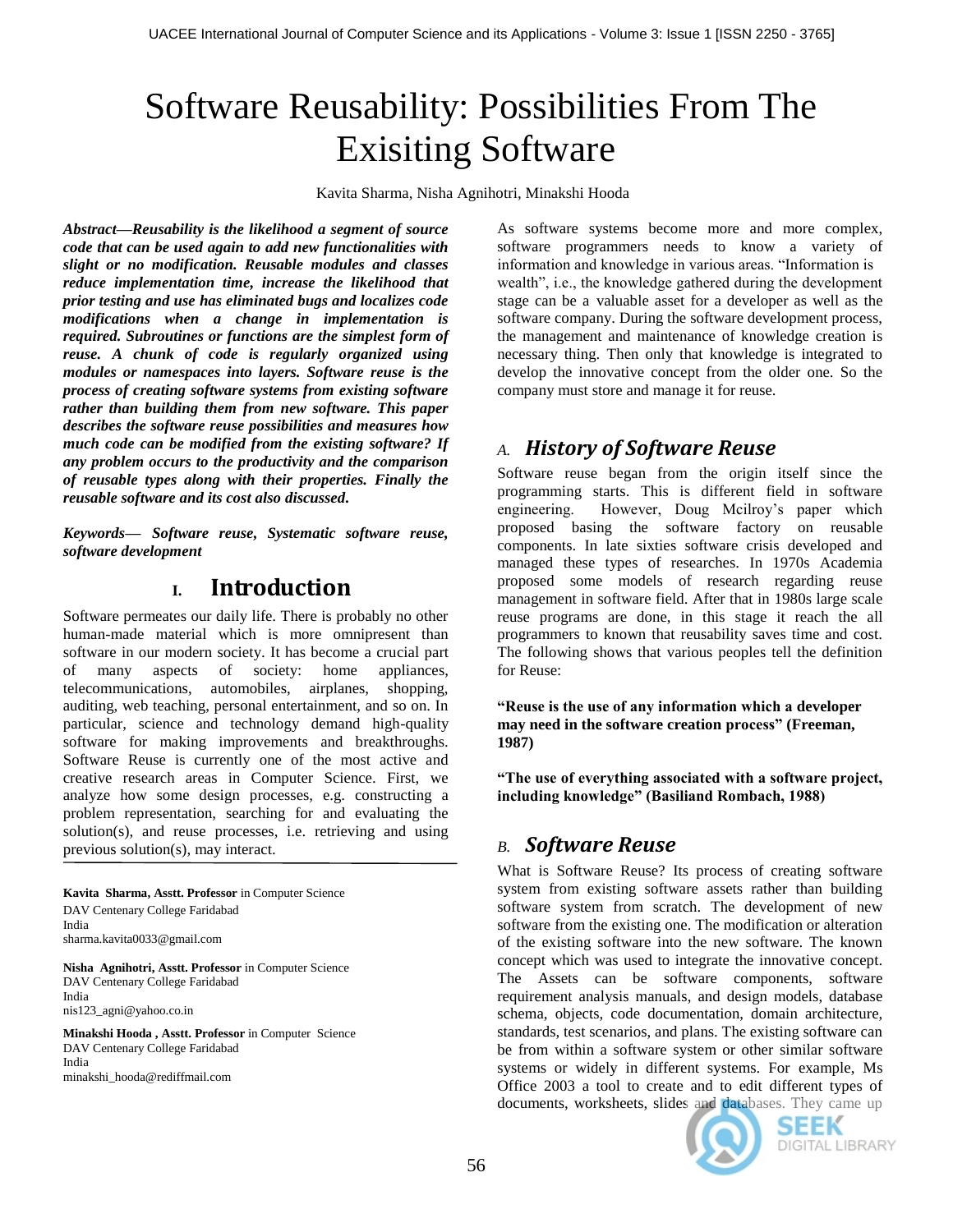# Software Reusability: Possibilities From The Exisiting Software

Kavita Sharma, Nisha Agnihotri, Minakshi Hooda

***Abstract*—Reusability is the likelihood a segment of source code that can be used again to add new functionalities with slight or no modification. Reusable modules and classes reduce implementation time, increase the likelihood that prior testing and use has eliminated bugs and localizes code modifications when a change in implementation is required. Subroutines or functions are the simplest form of reuse. A chunk of code is regularly organized using modules or namespaces into layers. Software reuse is the process of creating software systems from existing software rather than building them from new software. This paper describes the software reuse possibilities and measures how much code can be modified from the existing software? If any problem occurs to the productivity and the comparison of reusable types along with their properties. Finally the reusable software and its cost also discussed.**

***Keywords*— Software reuse, Systematic software reuse, software development**

## I. Introduction

Software permeates our daily life. There is probably no other human-made material which is more omnipresent than software in our modern society. It has become a crucial part of many aspects of society: home appliances, telecommunications, automobiles, airplanes, shopping, auditing, web teaching, personal entertainment, and so on. In particular, science and technology demand high-quality software for making improvements and breakthroughs. Software Reuse is currently one of the most active and creative research areas in Computer Science. First, we analyze how some design processes, e.g. constructing a problem representation, searching for and evaluating the solution(s), and reuse processes, i.e. retrieving and using previous solution(s), may interact.

**Kavita Sharma, Asstt. Professor** in Computer Science
DAV Centenary College Faridabad
India
sharma.kavita0033@gmail.com

**Nisha Agnihotri, Asstt. Professor** in Computer Science
DAV Centenary College Faridabad
India
nis123_agni@yahoo.co.in

**Minakshi Hooda , Asstt. Professor** in Computer Science
DAV Centenary College Faridabad
India
minakshi_hooda@rediffmail.com

As software systems become more and more complex, software programmers needs to know a variety of information and knowledge in various areas. "Information is wealth", i.e., the knowledge gathered during the development stage can be a valuable asset for a developer as well as the software company. During the software development process, the management and maintenance of knowledge creation is necessary thing. Then only that knowledge is integrated to develop the innovative concept from the older one. So the company must store and manage it for reuse.

### *A. History of Software Reuse*

Software reuse began from the origin itself since the programming starts. This is different field in software engineering. However, Doug Mcilroy's paper which proposed basing the software factory on reusable components. In late sixties software crisis developed and managed these types of researches. In 1970s Academia proposed some models of research regarding reuse management in software field. After that in 1980s large scale reuse programs are done, in this stage it reach the all programmers to known that reusability saves time and cost. The following shows that various peoples tell the definition for Reuse:

**"Reuse is the use of any information which a developer may need in the software creation process" (Freeman, 1987)**

**"The use of everything associated with a software project, including knowledge" (Basiliand Rombach, 1988)**

### *B. Software Reuse*

What is Software Reuse? Its process of creating software system from existing software assets rather than building software system from scratch. The development of new software from the existing one. The modification or alteration of the existing software into the new software. The known concept which was used to integrate the innovative concept. The Assets can be software components, software requirement analysis manuals, and design models, database schema, objects, code documentation, domain architecture, standards, test scenarios, and plans. The existing software can be from within a software system or other similar software systems or widely in different systems. For example, Ms Office 2003 a tool to create and to edit different types of documents, worksheets, slides and databases. They came up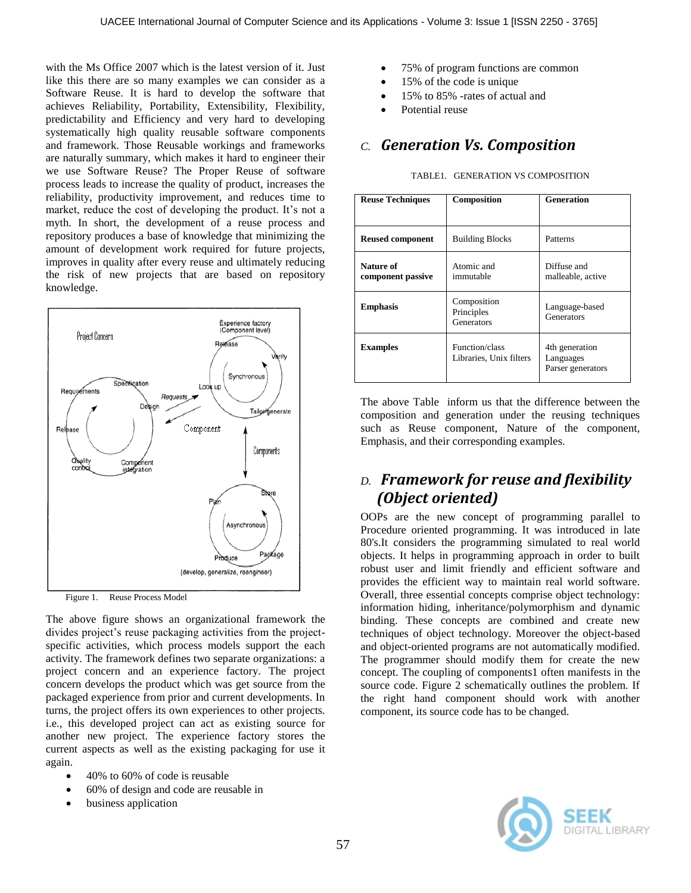with the Ms Office 2007 which is the latest version of it. Just like this there are so many examples we can consider as a Software Reuse. It is hard to develop the software that achieves Reliability, Portability, Extensibility, Flexibility, predictability and Efficiency and very hard to developing systematically high quality reusable software components and framework. Those Reusable workings and frameworks are naturally summary, which makes it hard to engineer their we use Software Reuse? The Proper Reuse of software process leads to increase the quality of product, increases the reliability, productivity improvement, and reduces time to market, reduce the cost of developing the product. It's not a myth. In short, the development of a reuse process and repository produces a base of knowledge that minimizing the amount of development work required for future projects, improves in quality after every reuse and ultimately reducing the risk of new projects that are based on repository knowledge.

Figure 1. Reuse Process Model

The above figure shows an organizational framework the divides project's reuse packaging activities from the project-specific activities, which process models support the each activity. The framework defines two separate organizations: a project concern and an experience factory. The project concern develops the product which was get source from the packaged experience from prior and current developments. In turns, the project offers its own experiences to other projects. i.e., this developed project can act as existing source for another new project. The experience factory stores the current aspects as well as the existing packaging for use it again.

- 40% to 60% of code is reusable
- 60% of design and code are reusable in
- business application
- 75% of program functions are common
- 15% of the code is unique
- 15% to 85% -rates of actual and
- Potential reuse

## C. Generation Vs. Composition

TABLE1. GENERATION VS COMPOSITION

| Reuse Techniques | Composition | Generation |
|---|---|---|
| **Reused component** | Building Blocks | Patterns |
| **Nature of component passive** | Atomic and immutable | Diffuse and malleable, active |
| **Emphasis** | Composition Principles Generators | Language-based Generators |
| **Examples** | Function/class Libraries, Unix filters | 4th generation Languages Parser generators |

The above Table inform us that the difference between the composition and generation under the reusing techniques such as Reuse component, Nature of the component, Emphasis, and their corresponding examples.

## D. Framework for reuse and flexibility (Object oriented)

OOPs are the new concept of programming parallel to Procedure oriented programming. It was introduced in late 80's.It considers the programming simulated to real world objects. It helps in programming approach in order to built robust user and limit friendly and efficient software and provides the efficient way to maintain real world software. Overall, three essential concepts comprise object technology: information hiding, inheritance/polymorphism and dynamic binding. These concepts are combined and create new techniques of object technology. Moreover the object-based and object-oriented programs are not automatically modified. The programmer should modify them for create the new concept. The coupling of components1 often manifests in the source code. Figure 2 schematically outlines the problem. If the right hand component should work with another component, its source code has to be changed.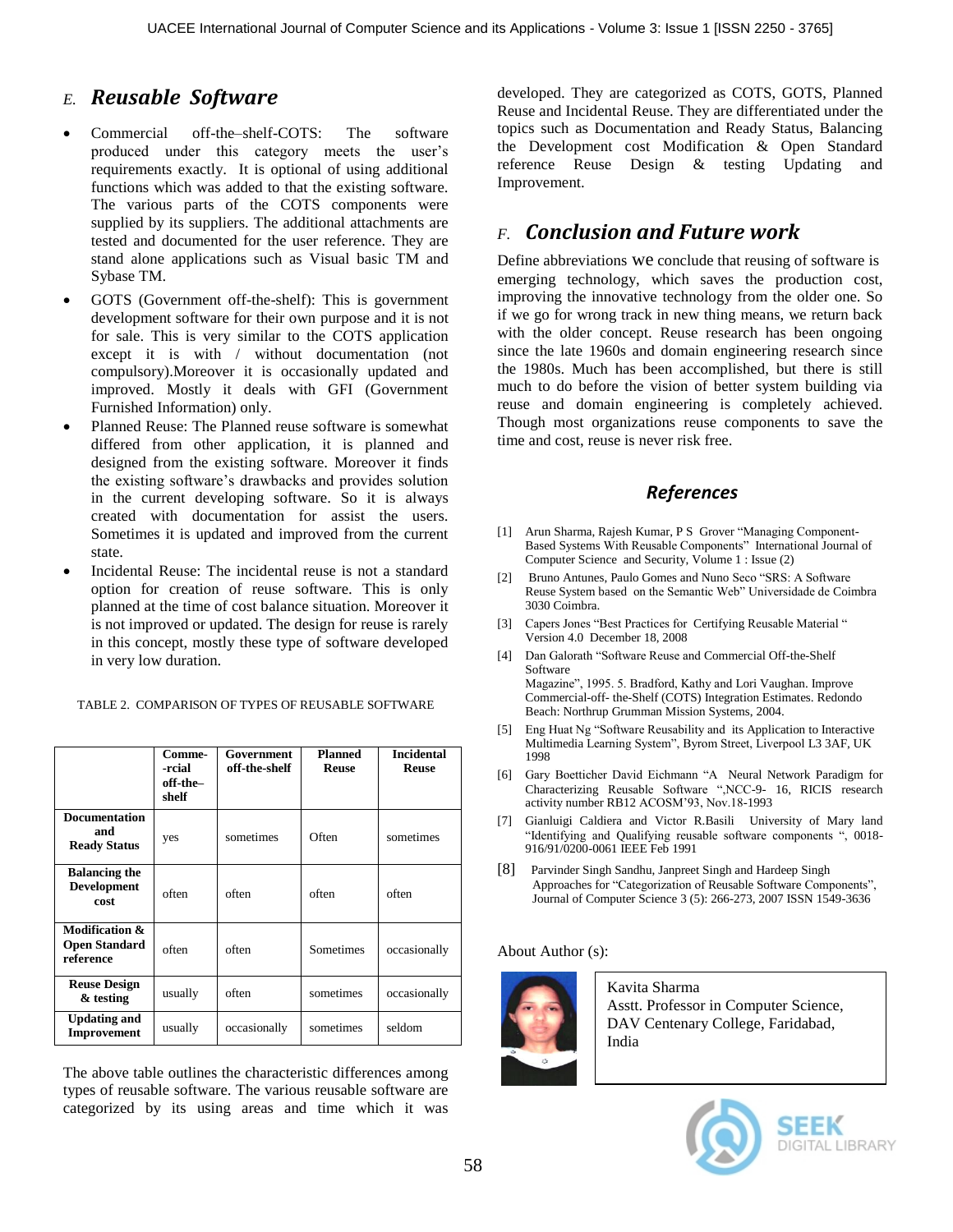## E. *Reusable Software*

- Commercial off-the–shelf-COTS: The software produced under this category meets the user's requirements exactly. It is optional of using additional functions which was added to that the existing software. The various parts of the COTS components were supplied by its suppliers. The additional attachments are tested and documented for the user reference. They are stand alone applications such as Visual basic TM and Sybase TM.
- GOTS (Government off-the-shelf): This is government development software for their own purpose and it is not for sale. This is very similar to the COTS application except it is with / without documentation (not compulsory).Moreover it is occasionally updated and improved. Mostly it deals with GFI (Government Furnished Information) only.
- Planned Reuse: The Planned reuse software is somewhat differed from other application, it is planned and designed from the existing software. Moreover it finds the existing software's drawbacks and provides solution in the current developing software. So it is always created with documentation for assist the users. Sometimes it is updated and improved from the current state.
- Incidental Reuse: The incidental reuse is not a standard option for creation of reuse software. This is only planned at the time of cost balance situation. Moreover it is not improved or updated. The design for reuse is rarely in this concept, mostly these type of software developed in very low duration.

TABLE 2. COMPARISON OF TYPES OF REUSABLE SOFTWARE

| | Comme--rcial off-the–shelf | Government off-the-shelf | Planned Reuse | Incidental Reuse |
|---|---|---|---|---|
| **Documentation and Ready Status** | yes | sometimes | Often | sometimes |
| **Balancing the Development cost** | often | often | often | often |
| **Modification & Open Standard reference** | often | often | Sometimes | occasionally |
| **Reuse Design & testing** | usually | often | sometimes | occasionally |
| **Updating and Improvement** | usually | occasionally | sometimes | seldom |

The above table outlines the characteristic differences among types of reusable software. The various reusable software are categorized by its using areas and time which it was developed. They are categorized as COTS, GOTS, Planned Reuse and Incidental Reuse. They are differentiated under the topics such as Documentation and Ready Status, Balancing the Development cost Modification & Open Standard reference Reuse Design & testing Updating and Improvement.

## F. *Conclusion and Future work*

Define abbreviations we conclude that reusing of software is emerging technology, which saves the production cost, improving the innovative technology from the older one. So if we go for wrong track in new thing means, we return back with the older concept. Reuse research has been ongoing since the late 1960s and domain engineering research since the 1980s. Much has been accomplished, but there is still much to do before the vision of better system building via reuse and domain engineering is completely achieved. Though most organizations reuse components to save the time and cost, reuse is never risk free.

## *References*

[1] Arun Sharma, Rajesh Kumar, P S Grover "Managing Component-Based Systems With Reusable Components" International Journal of Computer Science and Security, Volume 1 : Issue (2)

[2] Bruno Antunes, Paulo Gomes and Nuno Seco "SRS: A Software Reuse System based on the Semantic Web" Universidade de Coimbra 3030 Coimbra.

[3] Capers Jones "Best Practices for Certifying Reusable Material " Version 4.0 December 18, 2008

[4] Dan Galorath "Software Reuse and Commercial Off-the-Shelf Software Magazine", 1995. 5. Bradford, Kathy and Lori Vaughan. Improve Commercial-off- the-Shelf (COTS) Integration Estimates. Redondo Beach: Northrup Grumman Mission Systems, 2004.

[5] Eng Huat Ng "Software Reusability and its Application to Interactive Multimedia Learning System", Byrom Street, Liverpool L3 3AF, UK 1998

[6] Gary Boetticher David Eichmann "A Neural Network Paradigm for Characterizing Reusable Software ",NCC-9- 16, RICIS research activity number RB12 ACOSM'93, Nov.18-1993

[7] Gianluigi Caldiera and Victor R.Basili University of Mary land "Identifying and Qualifying reusable software components ", 0018-916/91/0200-0061 IEEE Feb 1991

[8] Parvinder Singh Sandhu, Janpreet Singh and Hardeep Singh Approaches for "Categorization of Reusable Software Components", Journal of Computer Science 3 (5): 266-273, 2007 ISSN 1549-3636

About Author (s):

Kavita Sharma
Asstt. Professor in Computer Science,
DAV Centenary College, Faridabad,
India